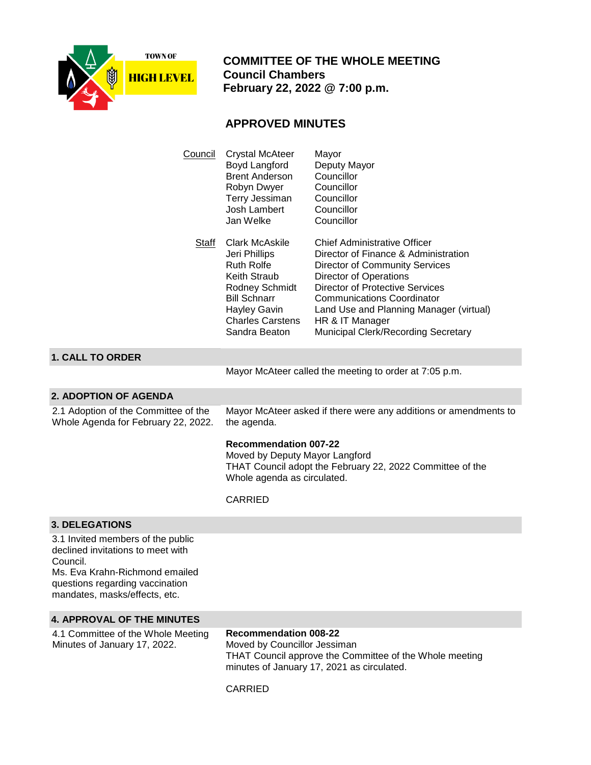TOWN OF HIGH LEVEL

# COMMITTEE OF THE WHOLE MEETING
**Council Chambers**
**February 22, 2022 @ 7:00 p.m.**

## APPROVED MINUTES

| | | |
|---|---|---|
| Council | Crystal McAteer | Mayor |
| | Boyd Langford | Deputy Mayor |
| | Brent Anderson | Councillor |
| | Robyn Dwyer | Councillor |
| | Terry Jessiman | Councillor |
| | Josh Lambert | Councillor |
| | Jan Welke | Councillor |
| Staff | Clark McAskile | Chief Administrative Officer |
| | Jeri Phillips | Director of Finance & Administration |
| | Ruth Rolfe | Director of Community Services |
| | Keith Straub | Director of Operations |
| | Rodney Schmidt | Director of Protective Services |
| | Bill Schnarr | Communications Coordinator |
| | Hayley Gavin | Land Use and Planning Manager (virtual) |
| | Charles Carstens | HR & IT Manager |
| | Sandra Beaton | Municipal Clerk/Recording Secretary |

### 1. CALL TO ORDER

Mayor McAteer called the meeting to order at 7:05 p.m.

### 2. ADOPTION OF AGENDA

2.1 Adoption of the Committee of the Whole Agenda for February 22, 2022.

Mayor McAteer asked if there were any additions or amendments to the agenda.

**Recommendation 007-22**
Moved by Deputy Mayor Langford
THAT Council adopt the February 22, 2022 Committee of the Whole agenda as circulated.

CARRIED

### 3. DELEGATIONS

3.1 Invited members of the public declined invitations to meet with Council.
Ms. Eva Krahn-Richmond emailed questions regarding vaccination mandates, masks/effects, etc.

### 4. APPROVAL OF THE MINUTES

4.1 Committee of the Whole Meeting Minutes of January 17, 2022.

**Recommendation 008-22**
Moved by Councillor Jessiman
THAT Council approve the Committee of the Whole meeting minutes of January 17, 2021 as circulated.

CARRIED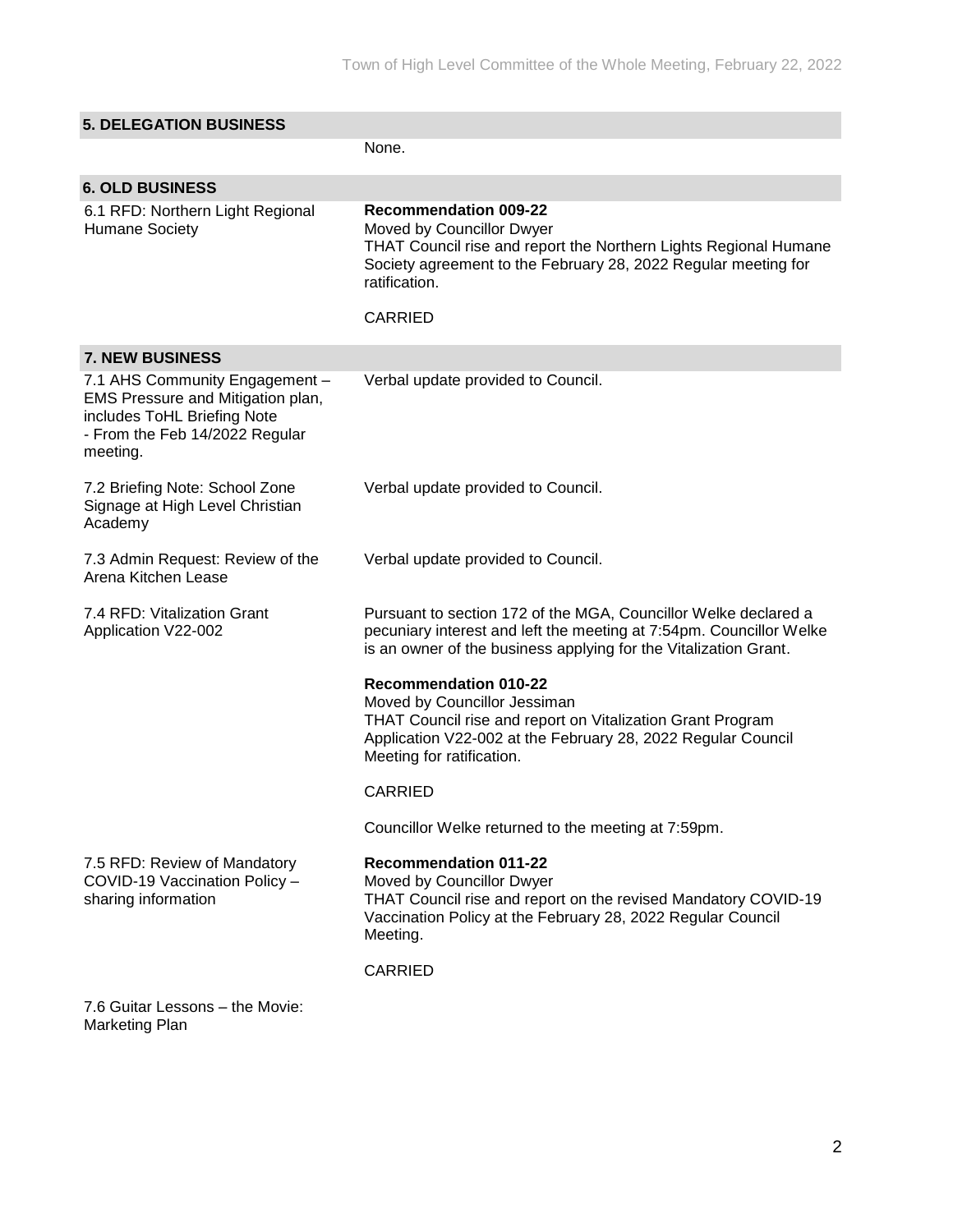## 5. DELEGATION BUSINESS

None.

## 6. OLD BUSINESS

| | |
|---|---|
| 6.1 RFD: Northern Light Regional Humane Society | **Recommendation 009-22**<br>Moved by Councillor Dwyer<br>THAT Council rise and report the Northern Lights Regional Humane Society agreement to the February 28, 2022 Regular meeting for ratification.<br><br>CARRIED |

## 7. NEW BUSINESS

| | |
|---|---|
| 7.1 AHS Community Engagement – EMS Pressure and Mitigation plan, includes ToHL Briefing Note - From the Feb 14/2022 Regular meeting. | Verbal update provided to Council. |
| 7.2 Briefing Note: School Zone Signage at High Level Christian Academy | Verbal update provided to Council. |
| 7.3 Admin Request: Review of the Arena Kitchen Lease | Verbal update provided to Council. |
| 7.4 RFD: Vitalization Grant Application V22-002 | Pursuant to section 172 of the MGA, Councillor Welke declared a pecuniary interest and left the meeting at 7:54pm. Councillor Welke is an owner of the business applying for the Vitalization Grant.<br><br>**Recommendation 010-22**<br>Moved by Councillor Jessiman<br>THAT Council rise and report on Vitalization Grant Program Application V22-002 at the February 28, 2022 Regular Council Meeting for ratification.<br><br>CARRIED<br><br>Councillor Welke returned to the meeting at 7:59pm. |
| 7.5 RFD: Review of Mandatory COVID-19 Vaccination Policy – sharing information | **Recommendation 011-22**<br>Moved by Councillor Dwyer<br>THAT Council rise and report on the revised Mandatory COVID-19 Vaccination Policy at the February 28, 2022 Regular Council Meeting.<br><br>CARRIED |
| 7.6 Guitar Lessons – the Movie: Marketing Plan | |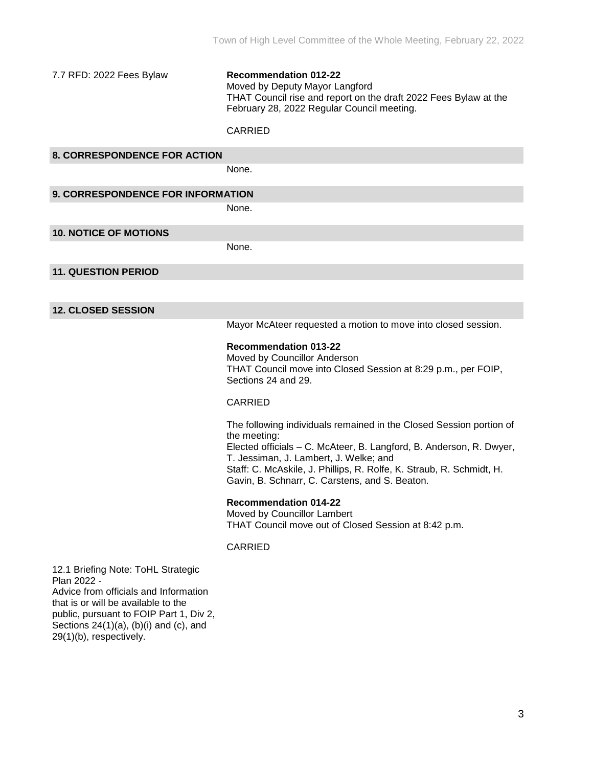7.7 RFD: 2022 Fees Bylaw

**Recommendation 012-22**
Moved by Deputy Mayor Langford
THAT Council rise and report on the draft 2022 Fees Bylaw at the February 28, 2022 Regular Council meeting.

CARRIED

## 8. CORRESPONDENCE FOR ACTION

None.

## 9. CORRESPONDENCE FOR INFORMATION

None.

## 10. NOTICE OF MOTIONS

None.

## 11. QUESTION PERIOD

## 12. CLOSED SESSION

Mayor McAteer requested a motion to move into closed session.

**Recommendation 013-22**
Moved by Councillor Anderson
THAT Council move into Closed Session at 8:29 p.m., per FOIP, Sections 24 and 29.

CARRIED

The following individuals remained in the Closed Session portion of the meeting:
Elected officials – C. McAteer, B. Langford, B. Anderson, R. Dwyer, T. Jessiman, J. Lambert, J. Welke; and
Staff: C. McAskile, J. Phillips, R. Rolfe, K. Straub, R. Schmidt, H. Gavin, B. Schnarr, C. Carstens, and S. Beaton.

**Recommendation 014-22**
Moved by Councillor Lambert
THAT Council move out of Closed Session at 8:42 p.m.

CARRIED

12.1 Briefing Note: ToHL Strategic Plan 2022 -
Advice from officials and Information that is or will be available to the public, pursuant to FOIP Part 1, Div 2, Sections 24(1)(a), (b)(i) and (c), and 29(1)(b), respectively.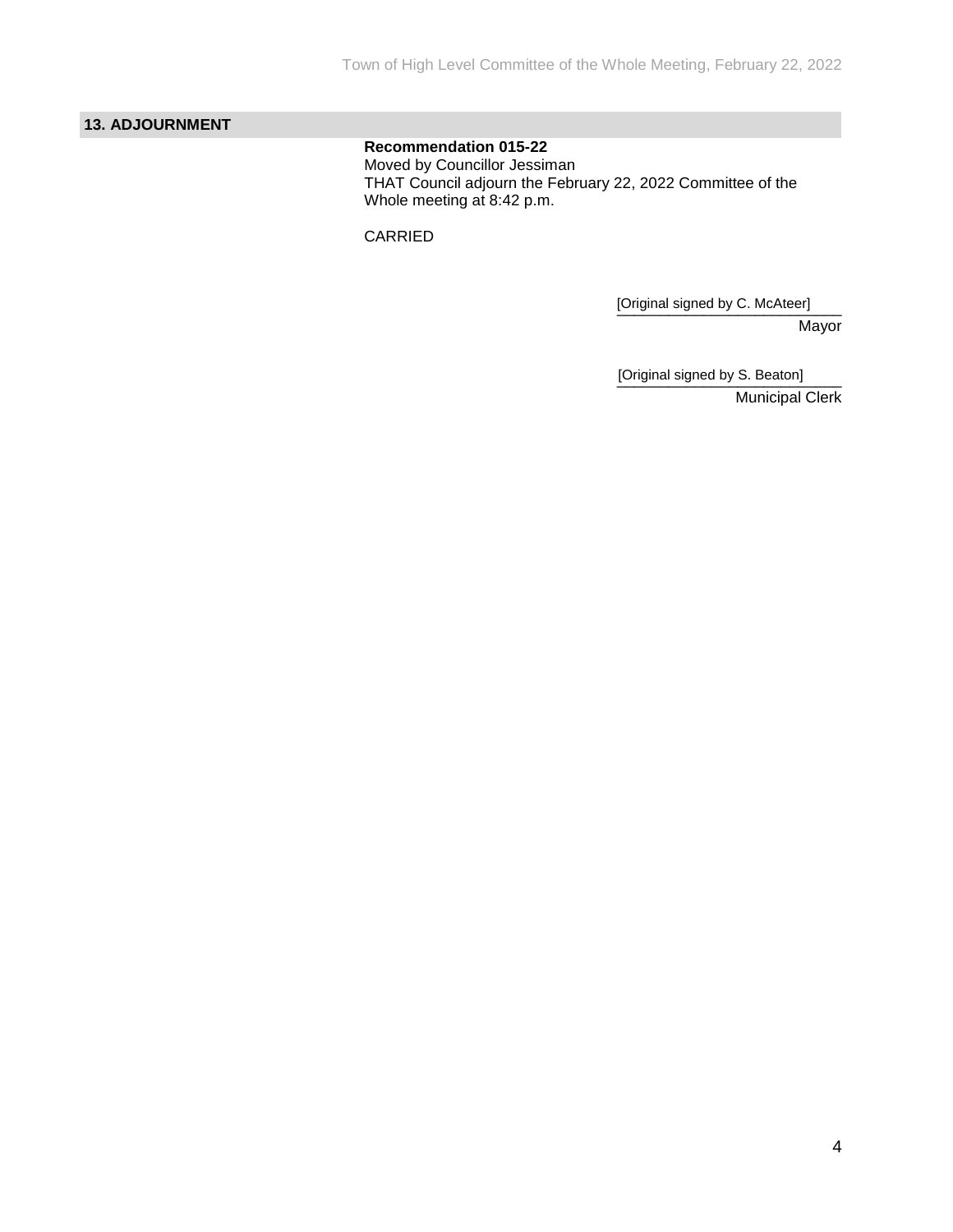## 13. ADJOURNMENT

**Recommendation 015-22**
Moved by Councillor Jessiman
THAT Council adjourn the February 22, 2022 Committee of the Whole meeting at 8:42 p.m.

CARRIED

[Original signed by C. McAteer]
Mayor

[Original signed by S. Beaton]
Municipal Clerk